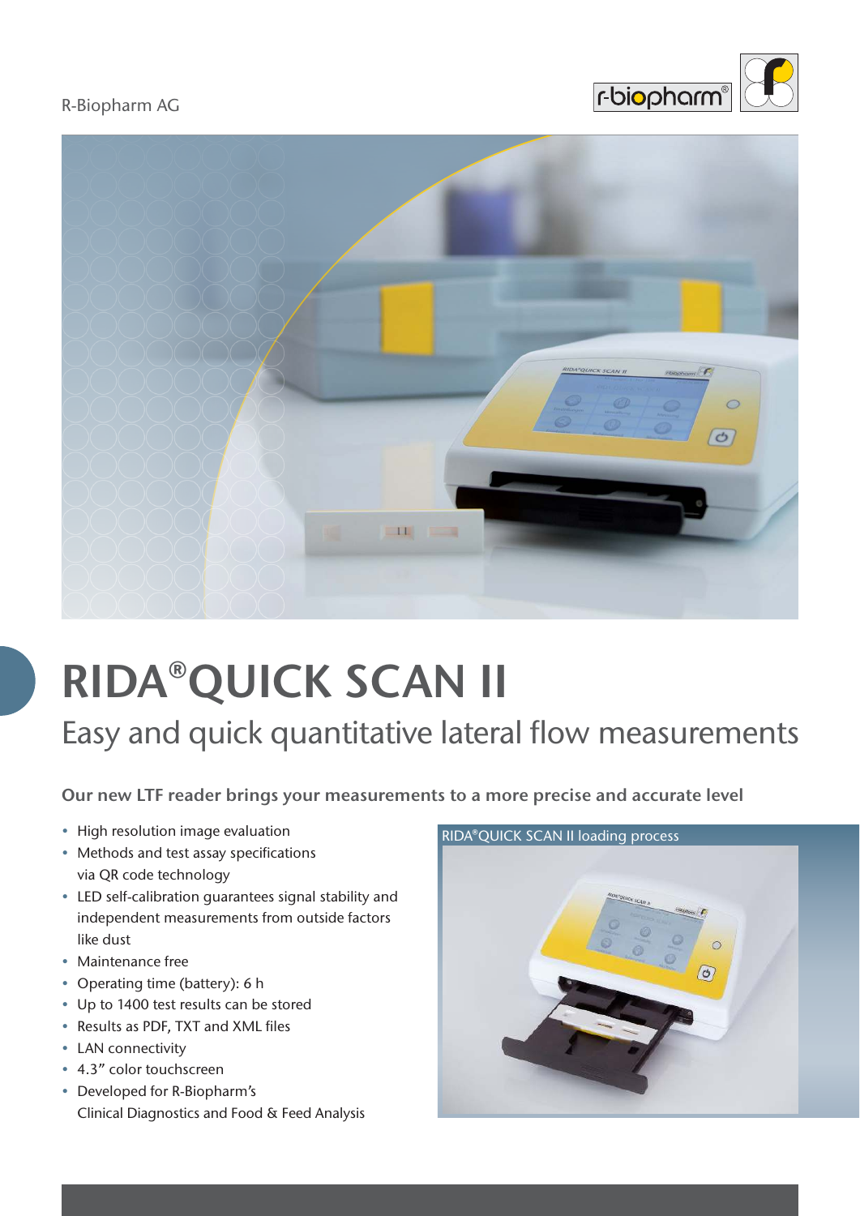R-Biopharm AG

# RIDA®QUICK SCAN II

## Easy and quick quantitative lateral flow measurements

**Our new LTF reader brings your measurements to a more precise and accurate level**

- High resolution image evaluation
- Methods and test assay specifications via QR code technology
- LED self-calibration guarantees signal stability and independent measurements from outside factors like dust
- Maintenance free
- Operating time (battery): 6 h
- Up to 1400 test results can be stored
- Results as PDF, TXT and XML files
- LAN connectivity
- 4.3″ color touchscreen
- Developed for R-Biopharm's Clinical Diagnostics and Food & Feed Analysis

RIDA®QUICK SCAN II loading process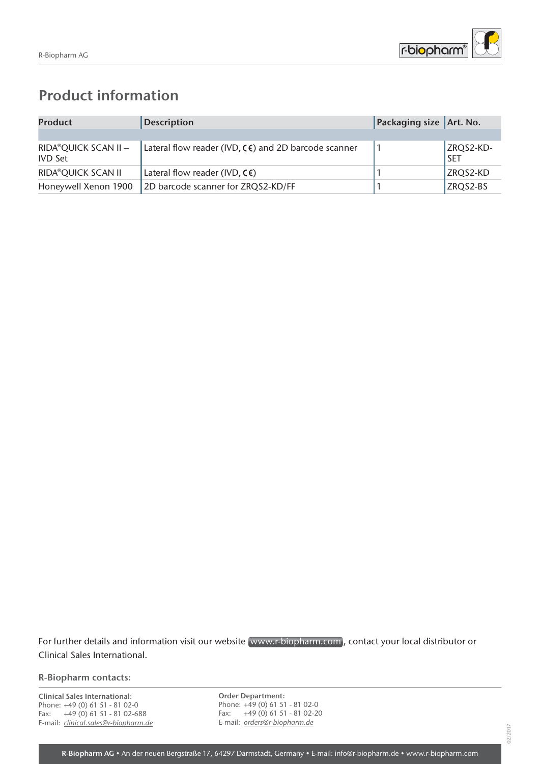## Product information

| Product | Description | Packaging size | Art. No. |
|---|---|---|---|
| RIDA®QUICK SCAN II – IVD Set | Lateral flow reader (IVD, CE) and 2D barcode scanner | 1 | ZRQS2-KD-SET |
| RIDA®QUICK SCAN II | Lateral flow reader (IVD, CE) | 1 | ZRQS2-KD |
| Honeywell Xenon 1900 | 2D barcode scanner for ZRQS2-KD/FF | 1 | ZRQS2-BS |

For further details and information visit our website www.r-biopharm.com, contact your local distributor or Clinical Sales International.

**R-Biopharm contacts:**

**Clinical Sales International:**
Phone: +49 (0) 61 51 - 81 02-0
Fax: +49 (0) 61 51 - 81 02-688
E-mail: *clinical.sales@r-biopharm.de*

**Order Department:**
Phone: +49 (0) 61 51 - 81 02-0
Fax: +49 (0) 61 51 - 81 02-20
E-mail: *orders@r-biopharm.de*

02/2017

**R-Biopharm AG** • An der neuen Bergstraße 17, 64297 Darmstadt, Germany • E-mail: info@r-biopharm.de • www.r-biopharm.com